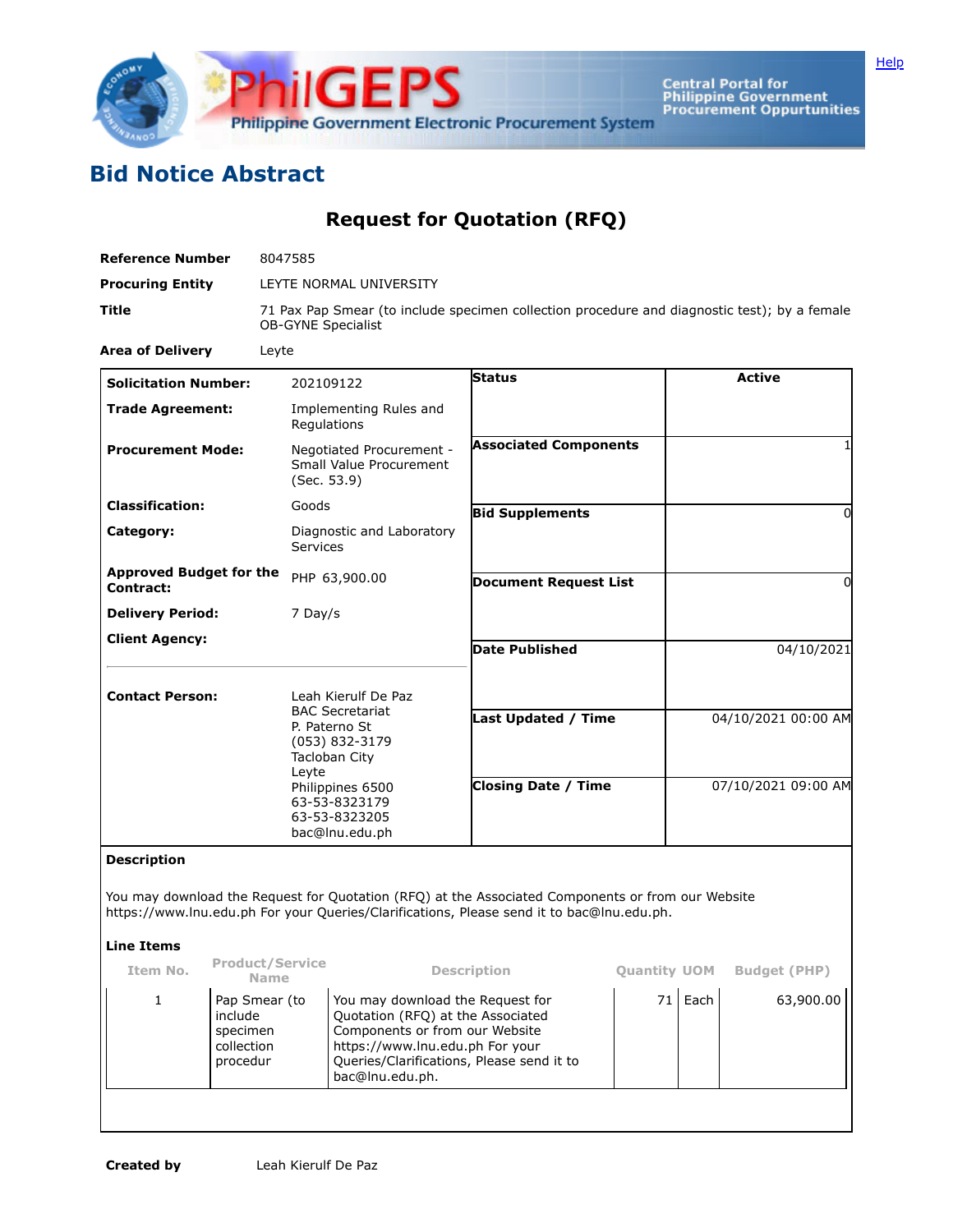PhilGEPS
Philippine Government Electronic Procurement System

Central Portal for Philippine Government Procurement Oppurtunities

Help

# Bid Notice Abstract

## Request for Quotation (RFQ)

**Reference Number** 8047585

**Procuring Entity** LEYTE NORMAL UNIVERSITY

**Title** 71 Pax Pap Smear (to include specimen collection procedure and diagnostic test); by a female OB-GYNE Specialist

**Area of Delivery** Leyte

| | | | |
|---|---|---|---|
| **Solicitation Number:** | 202109122 | **Status** | Active |
| **Trade Agreement:** | Implementing Rules and Regulations | **Associated Components** | 1 |
| **Procurement Mode:** | Negotiated Procurement - Small Value Procurement (Sec. 53.9) | **Bid Supplements** | 0 |
| **Classification:** | Goods | **Document Request List** | 0 |
| **Category:** | Diagnostic and Laboratory Services | **Date Published** | 04/10/2021 |
| **Approved Budget for the Contract:** | PHP 63,900.00 | **Last Updated / Time** | 04/10/2021 00:00 AM |
| **Delivery Period:** | 7 Day/s | **Closing Date / Time** | 07/10/2021 09:00 AM |
| **Client Agency:** | | | |
| **Contact Person:** | Leah Kierulf De Paz<br>BAC Secretariat<br>P. Paterno St<br>(053) 832-3179<br>Tacloban City<br>Leyte<br>Philippines 6500<br>63-53-8323179<br>63-53-8323205<br>bac@lnu.edu.ph | | |

**Description**

You may download the Request for Quotation (RFQ) at the Associated Components or from our Website https://www.lnu.edu.ph For your Queries/Clarifications, Please send it to bac@lnu.edu.ph.

**Line Items**

| Item No. | Product/Service Name | Description | Quantity | UOM | Budget (PHP) |
|---|---|---|---|---|---|
| 1 | Pap Smear (to include specimen collection procedur | You may download the Request for Quotation (RFQ) at the Associated Components or from our Website https://www.lnu.edu.ph For your Queries/Clarifications, Please send it to bac@lnu.edu.ph. | 71 | Each | 63,900.00 |

**Created by** Leah Kierulf De Paz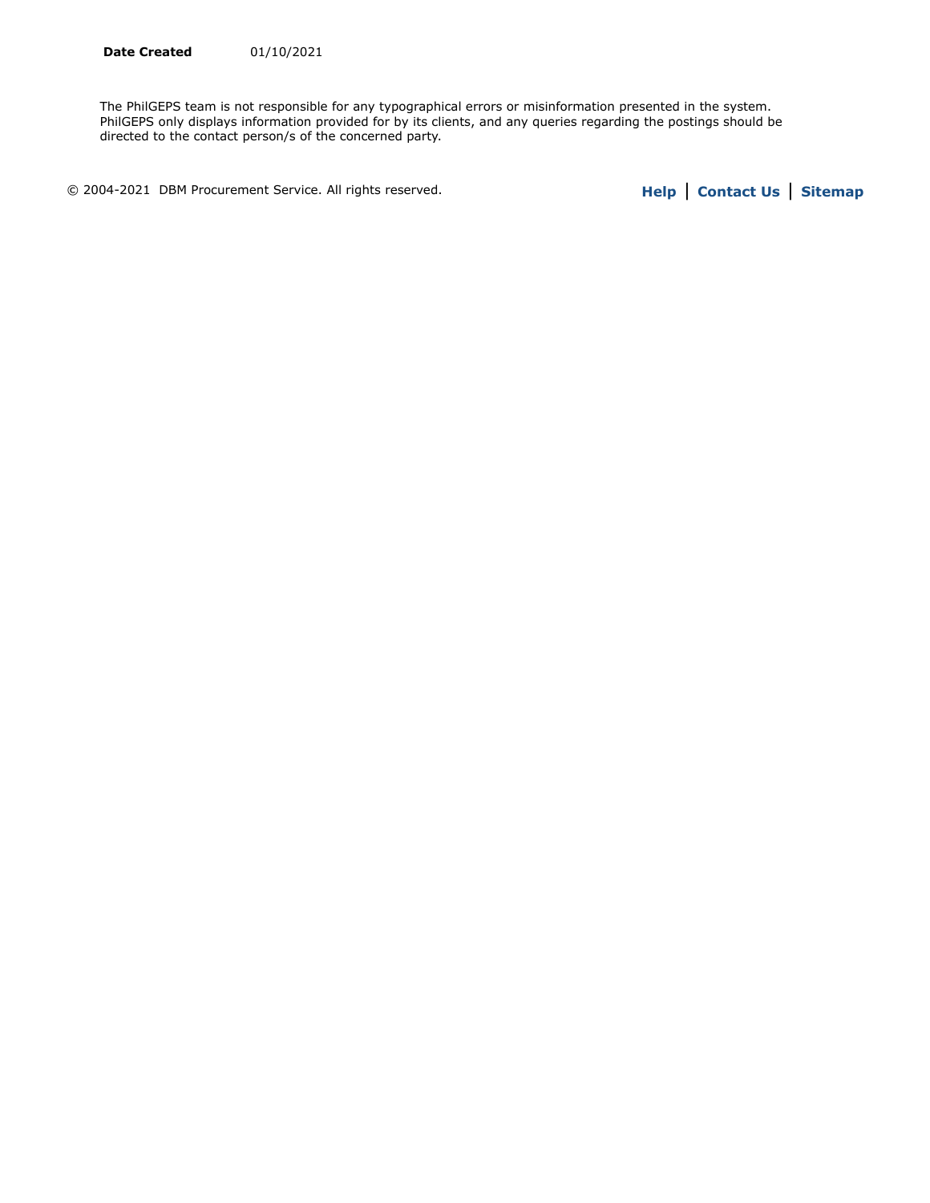| | |
|---|---|
| **Date Created** | 01/10/2021 |

The PhilGEPS team is not responsible for any typographical errors or misinformation presented in the system. PhilGEPS only displays information provided for by its clients, and any queries regarding the postings should be directed to the contact person/s of the concerned party.

© 2004-2021 DBM Procurement Service. All rights reserved.

**Help** | **Contact Us** | **Sitemap**